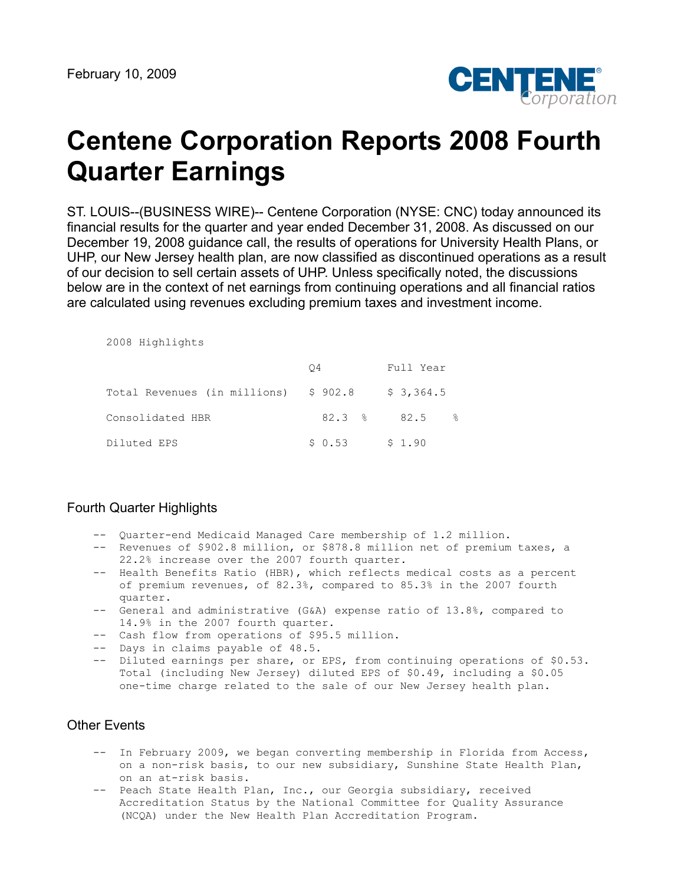February 10, 2009

# Centene Corporation Reports 2008 Fourth Quarter Earnings

ST. LOUIS--(BUSINESS WIRE)-- Centene Corporation (NYSE: CNC) today announced its financial results for the quarter and year ended December 31, 2008. As discussed on our December 19, 2008 guidance call, the results of operations for University Health Plans, or UHP, our New Jersey health plan, are now classified as discontinued operations as a result of our decision to sell certain assets of UHP. Unless specifically noted, the discussions below are in the context of net earnings from continuing operations and all financial ratios are calculated using revenues excluding premium taxes and investment income.

2008 Highlights

| | Q4 | Full Year |
|---|---|---|
| Total Revenues (in millions) | $ 902.8 | $ 3,364.5 |
| Consolidated HBR | 82.3 % | 82.5 % |
| Diluted EPS | $ 0.53 | $ 1.90 |

## Fourth Quarter Highlights

- Quarter-end Medicaid Managed Care membership of 1.2 million.
- Revenues of $902.8 million, or $878.8 million net of premium taxes, a 22.2% increase over the 2007 fourth quarter.
- Health Benefits Ratio (HBR), which reflects medical costs as a percent of premium revenues, of 82.3%, compared to 85.3% in the 2007 fourth quarter.
- General and administrative (G&A) expense ratio of 13.8%, compared to 14.9% in the 2007 fourth quarter.
- Cash flow from operations of $95.5 million.
- Days in claims payable of 48.5.
- Diluted earnings per share, or EPS, from continuing operations of $0.53. Total (including New Jersey) diluted EPS of $0.49, including a $0.05 one-time charge related to the sale of our New Jersey health plan.

## Other Events

- In February 2009, we began converting membership in Florida from Access, on a non-risk basis, to our new subsidiary, Sunshine State Health Plan, on an at-risk basis.
- Peach State Health Plan, Inc., our Georgia subsidiary, received Accreditation Status by the National Committee for Quality Assurance (NCQA) under the New Health Plan Accreditation Program.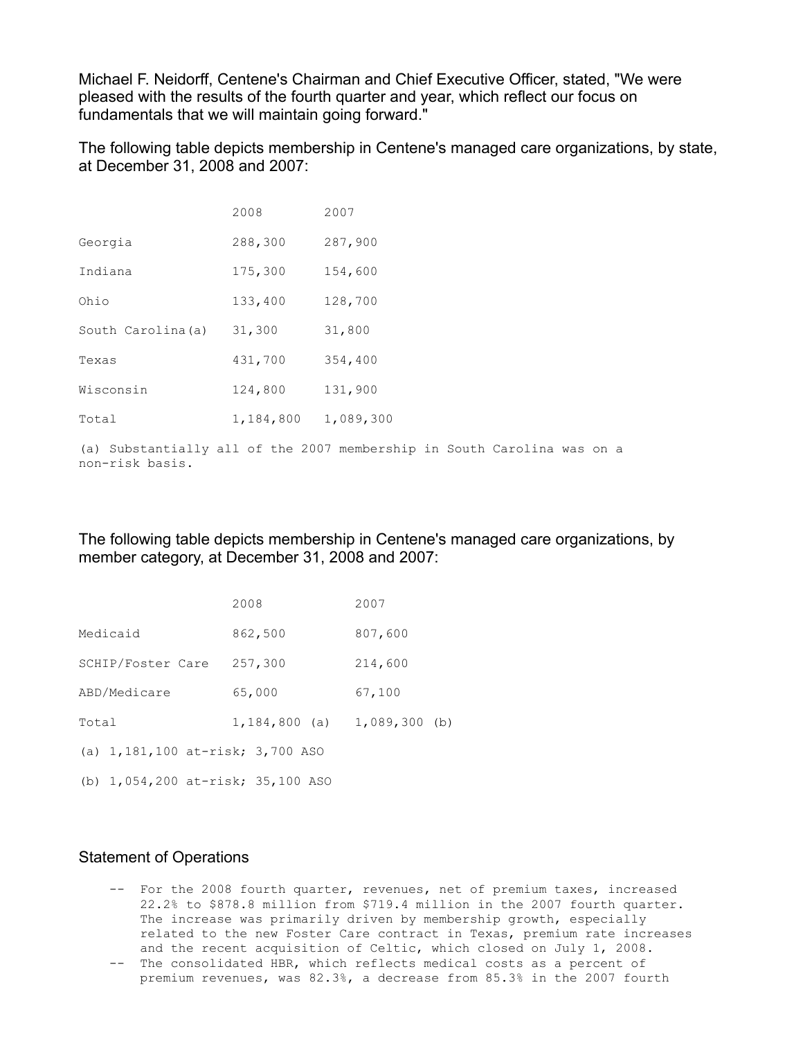Michael F. Neidorff, Centene's Chairman and Chief Executive Officer, stated, "We were pleased with the results of the fourth quarter and year, which reflect our focus on fundamentals that we will maintain going forward."

The following table depicts membership in Centene's managed care organizations, by state, at December 31, 2008 and 2007:

| | 2008 | 2007 |
|---|---|---|
| Georgia | 288,300 | 287,900 |
| Indiana | 175,300 | 154,600 |
| Ohio | 133,400 | 128,700 |
| South Carolina(a) | 31,300 | 31,800 |
| Texas | 431,700 | 354,400 |
| Wisconsin | 124,800 | 131,900 |
| Total | 1,184,800 | 1,089,300 |

(a) Substantially all of the 2007 membership in South Carolina was on a non-risk basis.

The following table depicts membership in Centene's managed care organizations, by member category, at December 31, 2008 and 2007:

| | 2008 | 2007 |
|---|---|---|
| Medicaid | 862,500 | 807,600 |
| SCHIP/Foster Care | 257,300 | 214,600 |
| ABD/Medicare | 65,000 | 67,100 |
| Total | 1,184,800 (a) | 1,089,300 (b) |

(a) 1,181,100 at-risk; 3,700 ASO

(b) 1,054,200 at-risk; 35,100 ASO

## Statement of Operations

- For the 2008 fourth quarter, revenues, net of premium taxes, increased 22.2% to $878.8 million from $719.4 million in the 2007 fourth quarter. The increase was primarily driven by membership growth, especially related to the new Foster Care contract in Texas, premium rate increases and the recent acquisition of Celtic, which closed on July 1, 2008.
- The consolidated HBR, which reflects medical costs as a percent of premium revenues, was 82.3%, a decrease from 85.3% in the 2007 fourth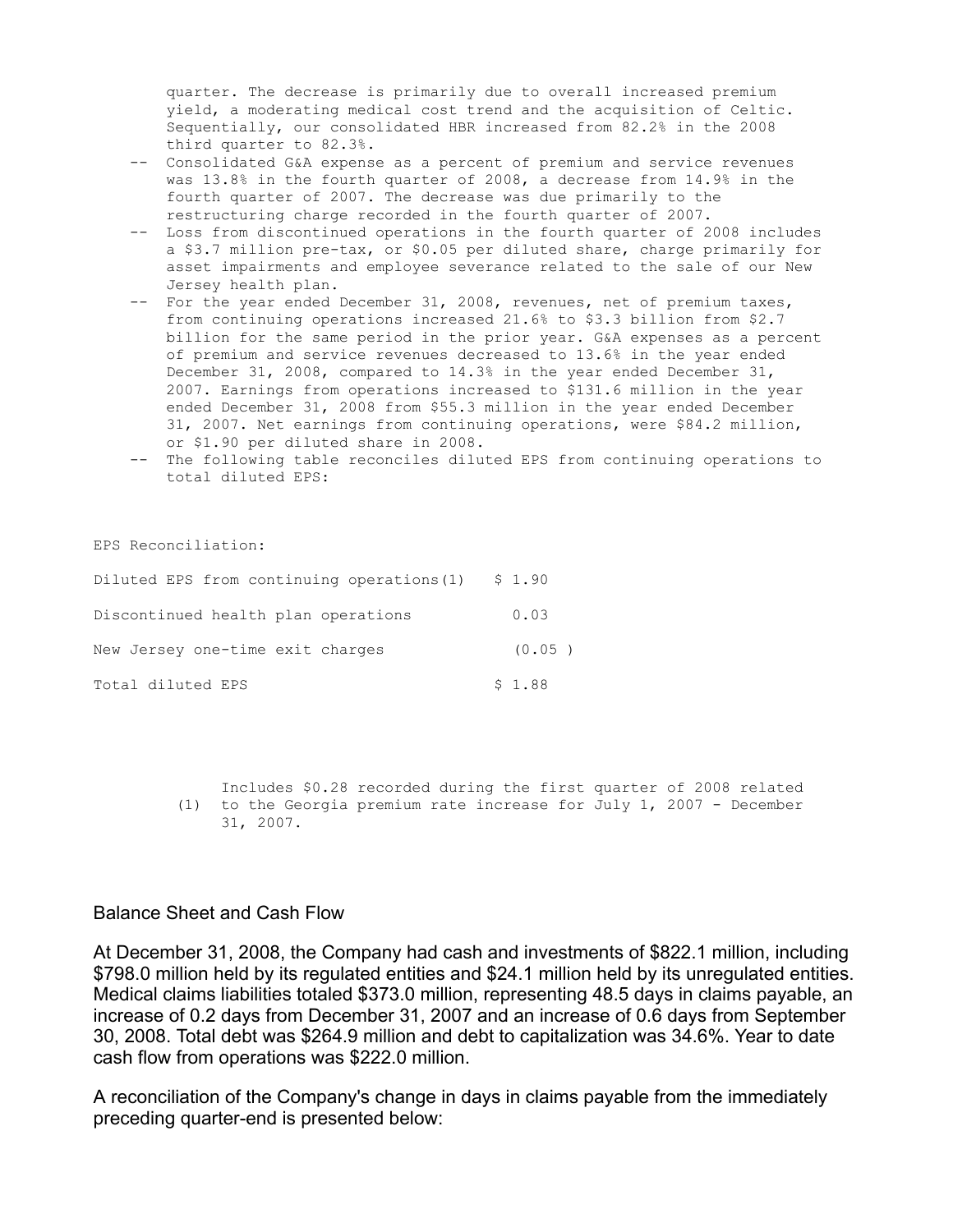quarter. The decrease is primarily due to overall increased premium yield, a moderating medical cost trend and the acquisition of Celtic. Sequentially, our consolidated HBR increased from 82.2% in the 2008 third quarter to 82.3%.

- Consolidated G&A expense as a percent of premium and service revenues was 13.8% in the fourth quarter of 2008, a decrease from 14.9% in the fourth quarter of 2007. The decrease was due primarily to the restructuring charge recorded in the fourth quarter of 2007.
- Loss from discontinued operations in the fourth quarter of 2008 includes a $3.7 million pre-tax, or $0.05 per diluted share, charge primarily for asset impairments and employee severance related to the sale of our New Jersey health plan.
- For the year ended December 31, 2008, revenues, net of premium taxes, from continuing operations increased 21.6% to $3.3 billion from $2.7 billion for the same period in the prior year. G&A expenses as a percent of premium and service revenues decreased to 13.6% in the year ended December 31, 2008, compared to 14.3% in the year ended December 31, 2007. Earnings from operations increased to $131.6 million in the year ended December 31, 2008 from $55.3 million in the year ended December 31, 2007. Net earnings from continuing operations, were $84.2 million, or $1.90 per diluted share in 2008.
- The following table reconciles diluted EPS from continuing operations to total diluted EPS:

| EPS Reconciliation: | |
|---|---|
| Diluted EPS from continuing operations(1) | $ 1.90 |
| Discontinued health plan operations | 0.03 |
| New Jersey one-time exit charges | (0.05 ) |
| Total diluted EPS | $ 1.88 |

(1) Includes $0.28 recorded during the first quarter of 2008 related to the Georgia premium rate increase for July 1, 2007 - December 31, 2007.

## Balance Sheet and Cash Flow

At December 31, 2008, the Company had cash and investments of $822.1 million, including $798.0 million held by its regulated entities and $24.1 million held by its unregulated entities. Medical claims liabilities totaled $373.0 million, representing 48.5 days in claims payable, an increase of 0.2 days from December 31, 2007 and an increase of 0.6 days from September 30, 2008. Total debt was $264.9 million and debt to capitalization was 34.6%. Year to date cash flow from operations was $222.0 million.

A reconciliation of the Company's change in days in claims payable from the immediately preceding quarter-end is presented below: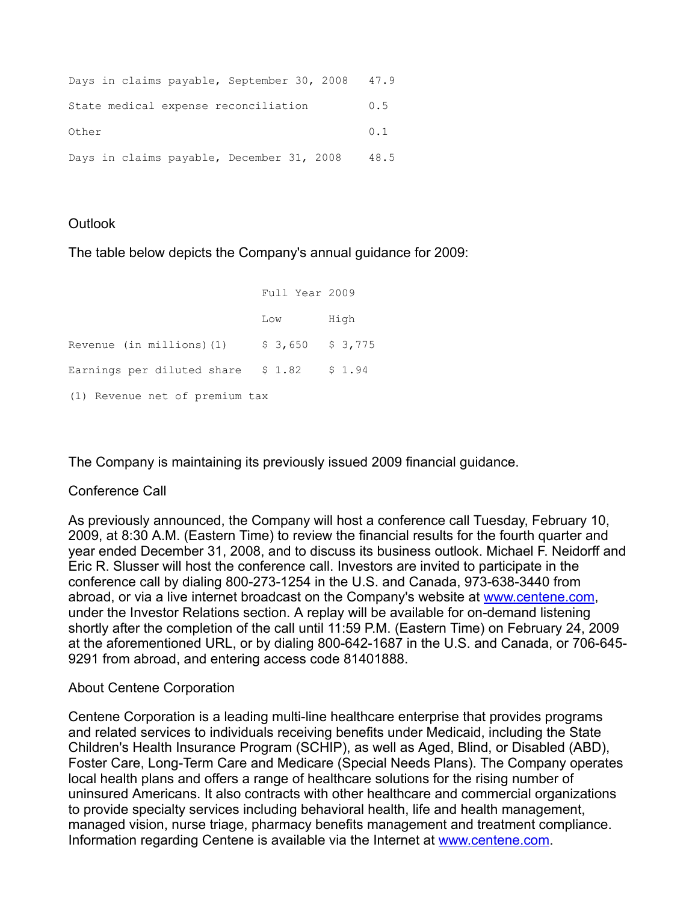| | |
|---|---|
| Days in claims payable, September 30, 2008 | 47.9 |
| State medical expense reconciliation | 0.5 |
| Other | 0.1 |
| Days in claims payable, December 31, 2008 | 48.5 |

## Outlook

The table below depicts the Company's annual guidance for 2009:

| | Full Year 2009 | |
|---|---|---|
| | Low | High |
| Revenue (in millions)(1) | $ 3,650 | $ 3,775 |
| Earnings per diluted share | $ 1.82 | $ 1.94 |

(1) Revenue net of premium tax

The Company is maintaining its previously issued 2009 financial guidance.

## Conference Call

As previously announced, the Company will host a conference call Tuesday, February 10, 2009, at 8:30 A.M. (Eastern Time) to review the financial results for the fourth quarter and year ended December 31, 2008, and to discuss its business outlook. Michael F. Neidorff and Eric R. Slusser will host the conference call. Investors are invited to participate in the conference call by dialing 800-273-1254 in the U.S. and Canada, 973-638-3440 from abroad, or via a live internet broadcast on the Company's website at www.centene.com, under the Investor Relations section. A replay will be available for on-demand listening shortly after the completion of the call until 11:59 P.M. (Eastern Time) on February 24, 2009 at the aforementioned URL, or by dialing 800-642-1687 in the U.S. and Canada, or 706-645-9291 from abroad, and entering access code 81401888.

## About Centene Corporation

Centene Corporation is a leading multi-line healthcare enterprise that provides programs and related services to individuals receiving benefits under Medicaid, including the State Children's Health Insurance Program (SCHIP), as well as Aged, Blind, or Disabled (ABD), Foster Care, Long-Term Care and Medicare (Special Needs Plans). The Company operates local health plans and offers a range of healthcare solutions for the rising number of uninsured Americans. It also contracts with other healthcare and commercial organizations to provide specialty services including behavioral health, life and health management, managed vision, nurse triage, pharmacy benefits management and treatment compliance. Information regarding Centene is available via the Internet at www.centene.com.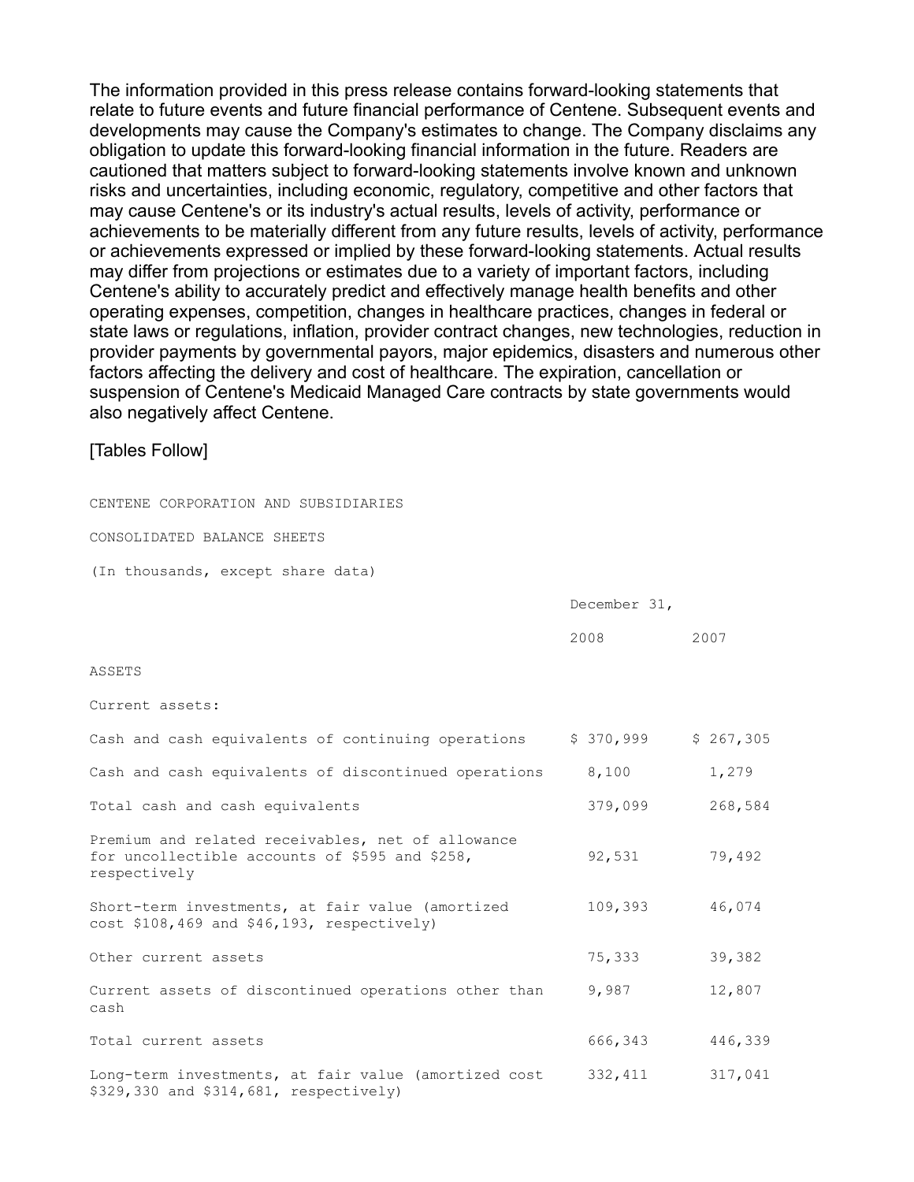The information provided in this press release contains forward-looking statements that relate to future events and future financial performance of Centene. Subsequent events and developments may cause the Company's estimates to change. The Company disclaims any obligation to update this forward-looking financial information in the future. Readers are cautioned that matters subject to forward-looking statements involve known and unknown risks and uncertainties, including economic, regulatory, competitive and other factors that may cause Centene's or its industry's actual results, levels of activity, performance or achievements to be materially different from any future results, levels of activity, performance or achievements expressed or implied by these forward-looking statements. Actual results may differ from projections or estimates due to a variety of important factors, including Centene's ability to accurately predict and effectively manage health benefits and other operating expenses, competition, changes in healthcare practices, changes in federal or state laws or regulations, inflation, provider contract changes, new technologies, reduction in provider payments by governmental payors, major epidemics, disasters and numerous other factors affecting the delivery and cost of healthcare. The expiration, cancellation or suspension of Centene's Medicaid Managed Care contracts by state governments would also negatively affect Centene.

[Tables Follow]

CENTENE CORPORATION AND SUBSIDIARIES

CONSOLIDATED BALANCE SHEETS

(In thousands, except share data)

| | December 31, | |
|---|---|---|
| | 2008 | 2007 |
| ASSETS | | |
| Current assets: | | |
| Cash and cash equivalents of continuing operations | $ 370,999 | $ 267,305 |
| Cash and cash equivalents of discontinued operations | 8,100 | 1,279 |
| Total cash and cash equivalents | 379,099 | 268,584 |
| Premium and related receivables, net of allowance for uncollectible accounts of $595 and $258, respectively | 92,531 | 79,492 |
| Short-term investments, at fair value (amortized cost $108,469 and $46,193, respectively) | 109,393 | 46,074 |
| Other current assets | 75,333 | 39,382 |
| Current assets of discontinued operations other than cash | 9,987 | 12,807 |
| Total current assets | 666,343 | 446,339 |
| Long-term investments, at fair value (amortized cost $329,330 and $314,681, respectively) | 332,411 | 317,041 |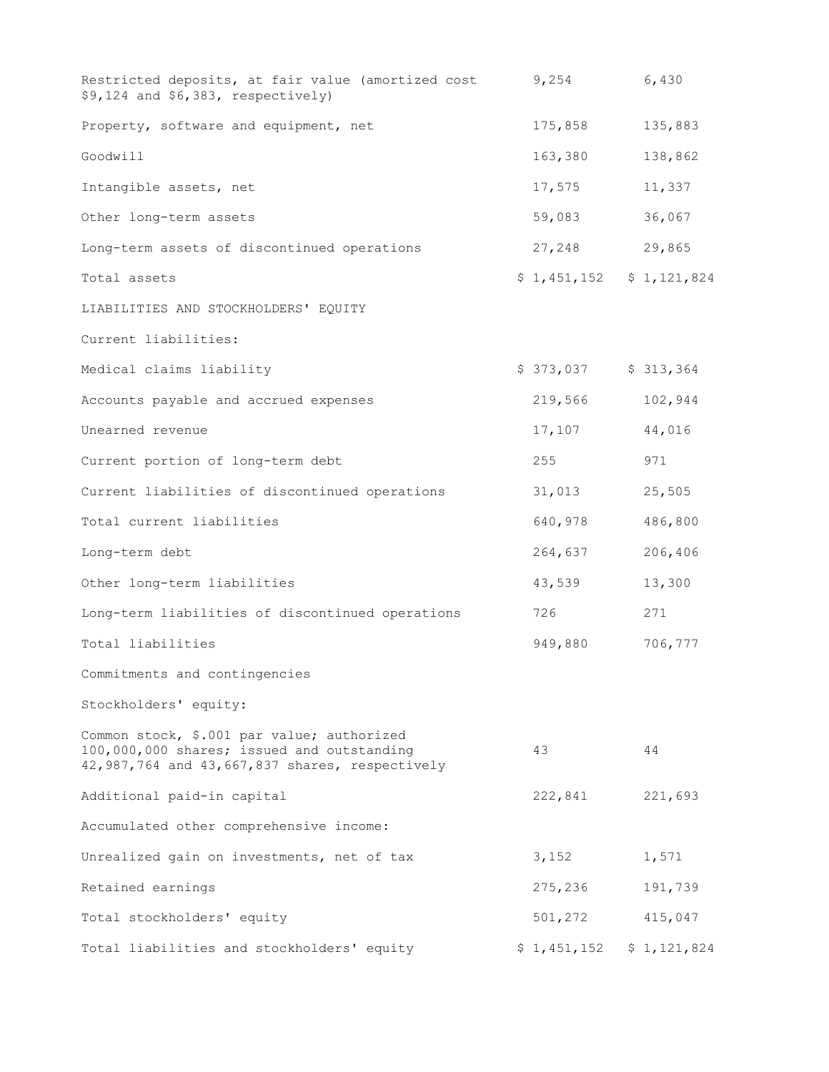| | | |
|---|---|---|
| Restricted deposits, at fair value (amortized cost $9,124 and $6,383, respectively) | 9,254 | 6,430 |
| Property, software and equipment, net | 175,858 | 135,883 |
| Goodwill | 163,380 | 138,862 |
| Intangible assets, net | 17,575 | 11,337 |
| Other long-term assets | 59,083 | 36,067 |
| Long-term assets of discontinued operations | 27,248 | 29,865 |
| Total assets | $ 1,451,152 | $ 1,121,824 |
| LIABILITIES AND STOCKHOLDERS' EQUITY | | |
| Current liabilities: | | |
| Medical claims liability | $ 373,037 | $ 313,364 |
| Accounts payable and accrued expenses | 219,566 | 102,944 |
| Unearned revenue | 17,107 | 44,016 |
| Current portion of long-term debt | 255 | 971 |
| Current liabilities of discontinued operations | 31,013 | 25,505 |
| Total current liabilities | 640,978 | 486,800 |
| Long-term debt | 264,637 | 206,406 |
| Other long-term liabilities | 43,539 | 13,300 |
| Long-term liabilities of discontinued operations | 726 | 271 |
| Total liabilities | 949,880 | 706,777 |
| Commitments and contingencies | | |
| Stockholders' equity: | | |
| Common stock, $.001 par value; authorized 100,000,000 shares; issued and outstanding 42,987,764 and 43,667,837 shares, respectively | 43 | 44 |
| Additional paid-in capital | 222,841 | 221,693 |
| Accumulated other comprehensive income: | | |
| Unrealized gain on investments, net of tax | 3,152 | 1,571 |
| Retained earnings | 275,236 | 191,739 |
| Total stockholders' equity | 501,272 | 415,047 |
| Total liabilities and stockholders' equity | $ 1,451,152 | $ 1,121,824 |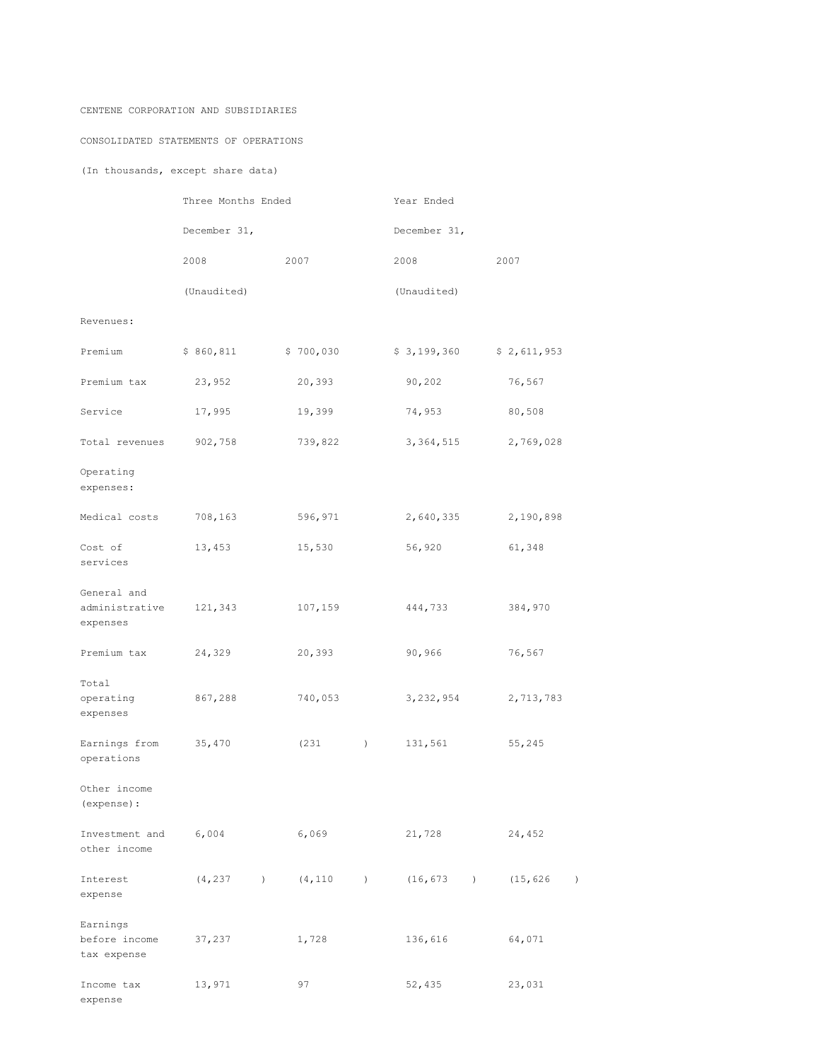CENTENE CORPORATION AND SUBSIDIARIES

CONSOLIDATED STATEMENTS OF OPERATIONS

(In thousands, except share data)

| | Three Months Ended | | Year Ended | |
|---|---|---|---|---|
| | December 31, | | December 31, | |
| | 2008 | 2007 | 2008 | 2007 |
| | (Unaudited) | | (Unaudited) | |
| Revenues: | | | | |
| Premium | $ 860,811 | $ 700,030 | $ 3,199,360 | $ 2,611,953 |
| Premium tax | 23,952 | 20,393 | 90,202 | 76,567 |
| Service | 17,995 | 19,399 | 74,953 | 80,508 |
| Total revenues | 902,758 | 739,822 | 3,364,515 | 2,769,028 |
| Operating expenses: | | | | |
| Medical costs | 708,163 | 596,971 | 2,640,335 | 2,190,898 |
| Cost of services | 13,453 | 15,530 | 56,920 | 61,348 |
| General and administrative expenses | 121,343 | 107,159 | 444,733 | 384,970 |
| Premium tax | 24,329 | 20,393 | 90,966 | 76,567 |
| Total operating expenses | 867,288 | 740,053 | 3,232,954 | 2,713,783 |
| Earnings from operations | 35,470 | (231 ) | 131,561 | 55,245 |
| Other income (expense): | | | | |
| Investment and other income | 6,004 | 6,069 | 21,728 | 24,452 |
| Interest expense | (4,237 ) | (4,110 ) | (16,673 ) | (15,626 ) |
| Earnings before income tax expense | 37,237 | 1,728 | 136,616 | 64,071 |
| Income tax expense | 13,971 | 97 | 52,435 | 23,031 |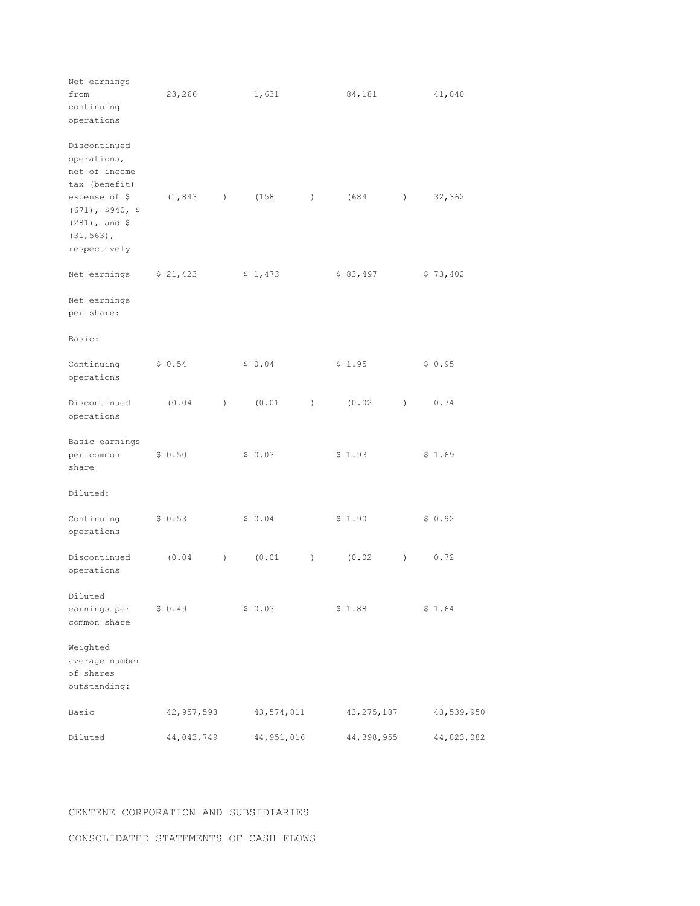| | | | | |
|---|---|---|---|---|
| Net earnings from continuing operations | 23,266 | 1,631 | 84,181 | 41,040 |
| Discontinued operations, net of income tax (benefit) expense of $ (671), $940, $ (281), and $ (31,563), respectively | (1,843 ) | (158 ) | (684 ) | 32,362 |
| Net earnings | $ 21,423 | $ 1,473 | $ 83,497 | $ 73,402 |
| Net earnings per share: | | | | |
| Basic: | | | | |
| Continuing operations | $ 0.54 | $ 0.04 | $ 1.95 | $ 0.95 |
| Discontinued operations | (0.04 ) | (0.01 ) | (0.02 ) | 0.74 |
| Basic earnings per common share | $ 0.50 | $ 0.03 | $ 1.93 | $ 1.69 |
| Diluted: | | | | |
| Continuing operations | $ 0.53 | $ 0.04 | $ 1.90 | $ 0.92 |
| Discontinued operations | (0.04 ) | (0.01 ) | (0.02 ) | 0.72 |
| Diluted earnings per common share | $ 0.49 | $ 0.03 | $ 1.88 | $ 1.64 |
| Weighted average number of shares outstanding: | | | | |
| Basic | 42,957,593 | 43,574,811 | 43,275,187 | 43,539,950 |
| Diluted | 44,043,749 | 44,951,016 | 44,398,955 | 44,823,082 |

CENTENE CORPORATION AND SUBSIDIARIES

CONSOLIDATED STATEMENTS OF CASH FLOWS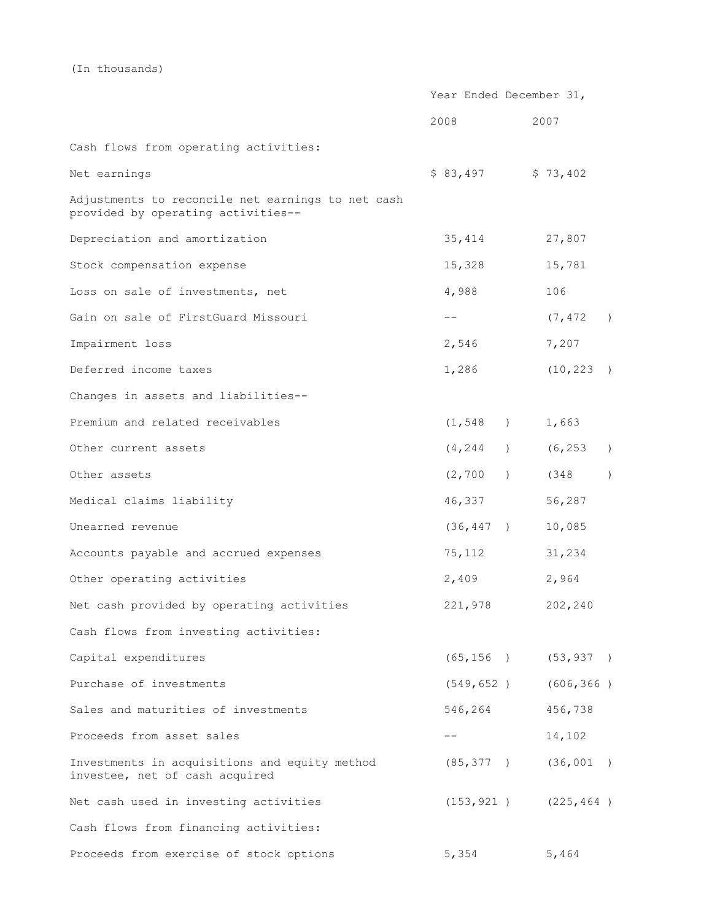(In thousands)

| | Year Ended December 31, | |
|---|---|---|
| | 2008 | 2007 |
| Cash flows from operating activities: | | |
| Net earnings | $ 83,497 | $ 73,402 |
| Adjustments to reconcile net earnings to net cash provided by operating activities-- | | |
| Depreciation and amortization | 35,414 | 27,807 |
| Stock compensation expense | 15,328 | 15,781 |
| Loss on sale of investments, net | 4,988 | 106 |
| Gain on sale of FirstGuard Missouri | -- | (7,472 ) |
| Impairment loss | 2,546 | 7,207 |
| Deferred income taxes | 1,286 | (10,223 ) |
| Changes in assets and liabilities-- | | |
| Premium and related receivables | (1,548 ) | 1,663 |
| Other current assets | (4,244 ) | (6,253 ) |
| Other assets | (2,700 ) | (348 ) |
| Medical claims liability | 46,337 | 56,287 |
| Unearned revenue | (36,447 ) | 10,085 |
| Accounts payable and accrued expenses | 75,112 | 31,234 |
| Other operating activities | 2,409 | 2,964 |
| Net cash provided by operating activities | 221,978 | 202,240 |
| Cash flows from investing activities: | | |
| Capital expenditures | (65,156 ) | (53,937 ) |
| Purchase of investments | (549,652 ) | (606,366 ) |
| Sales and maturities of investments | 546,264 | 456,738 |
| Proceeds from asset sales | -- | 14,102 |
| Investments in acquisitions and equity method investee, net of cash acquired | (85,377 ) | (36,001 ) |
| Net cash used in investing activities | (153,921 ) | (225,464 ) |
| Cash flows from financing activities: | | |
| Proceeds from exercise of stock options | 5,354 | 5,464 |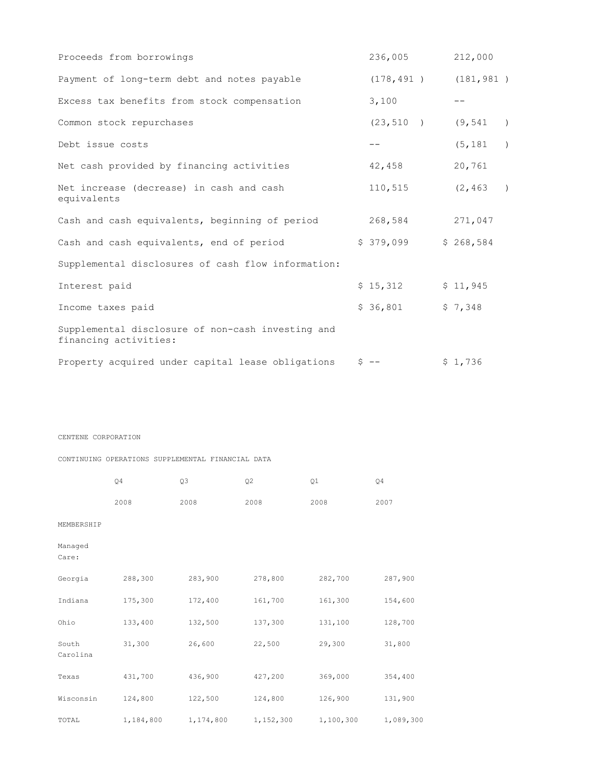| | | |
|---|---|---|
| Proceeds from borrowings | 236,005 | 212,000 |
| Payment of long-term debt and notes payable | (178,491 ) | (181,981 ) |
| Excess tax benefits from stock compensation | 3,100 | -- |
| Common stock repurchases | (23,510 ) | (9,541 ) |
| Debt issue costs | -- | (5,181 ) |
| Net cash provided by financing activities | 42,458 | 20,761 |
| Net increase (decrease) in cash and cash equivalents | 110,515 | (2,463 ) |
| Cash and cash equivalents, beginning of period | 268,584 | 271,047 |
| Cash and cash equivalents, end of period | $ 379,099 | $ 268,584 |
| Supplemental disclosures of cash flow information: | | |
| Interest paid | $ 15,312 | $ 11,945 |
| Income taxes paid | $ 36,801 | $ 7,348 |
| Supplemental disclosure of non-cash investing and financing activities: | | |
| Property acquired under capital lease obligations | $ -- | $ 1,736 |

CENTENE CORPORATION

CONTINUING OPERATIONS SUPPLEMENTAL FINANCIAL DATA

| | Q4 2008 | Q3 2008 | Q2 2008 | Q1 2008 | Q4 2007 |
|---|---|---|---|---|---|
| MEMBERSHIP | | | | | |
| Managed Care: | | | | | |
| Georgia | 288,300 | 283,900 | 278,800 | 282,700 | 287,900 |
| Indiana | 175,300 | 172,400 | 161,700 | 161,300 | 154,600 |
| Ohio | 133,400 | 132,500 | 137,300 | 131,100 | 128,700 |
| South Carolina | 31,300 | 26,600 | 22,500 | 29,300 | 31,800 |
| Texas | 431,700 | 436,900 | 427,200 | 369,000 | 354,400 |
| Wisconsin | 124,800 | 122,500 | 124,800 | 126,900 | 131,900 |
| TOTAL | 1,184,800 | 1,174,800 | 1,152,300 | 1,100,300 | 1,089,300 |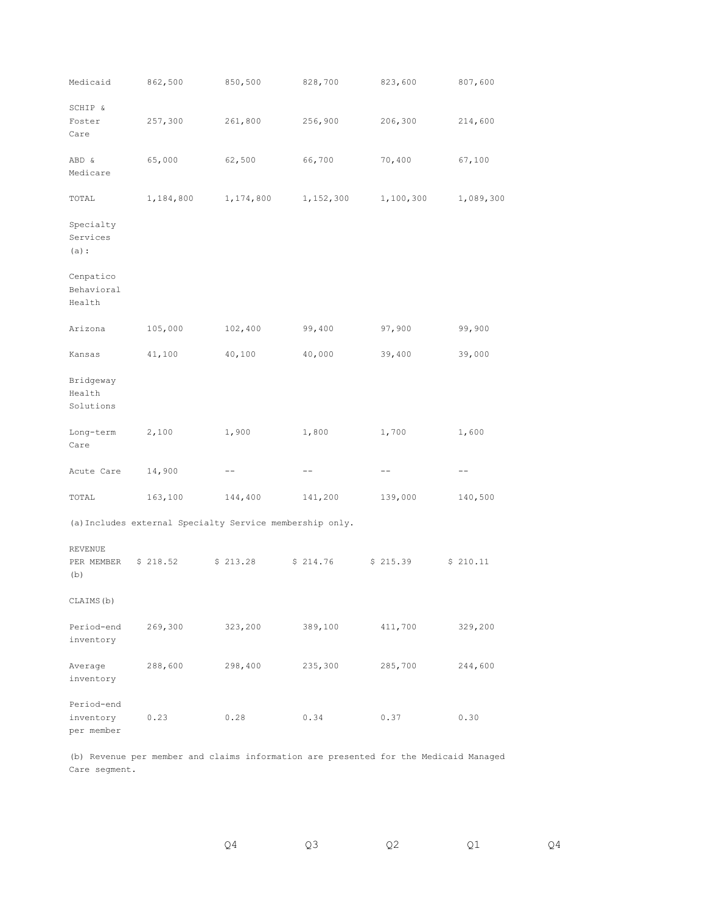| | | | | | |
|---|---|---|---|---|---|
| Medicaid | 862,500 | 850,500 | 828,700 | 823,600 | 807,600 |
| SCHIP & Foster Care | 257,300 | 261,800 | 256,900 | 206,300 | 214,600 |
| ABD & Medicare | 65,000 | 62,500 | 66,700 | 70,400 | 67,100 |
| TOTAL | 1,184,800 | 1,174,800 | 1,152,300 | 1,100,300 | 1,089,300 |
| Specialty Services (a): | | | | | |
| Cenpatico Behavioral Health | | | | | |
| Arizona | 105,000 | 102,400 | 99,400 | 97,900 | 99,900 |
| Kansas | 41,100 | 40,100 | 40,000 | 39,400 | 39,000 |
| Bridgeway Health Solutions | | | | | |
| Long-term Care | 2,100 | 1,900 | 1,800 | 1,700 | 1,600 |
| Acute Care | 14,900 | -- | -- | -- | -- |
| TOTAL | 163,100 | 144,400 | 141,200 | 139,000 | 140,500 |

(a) Includes external Specialty Service membership only.

| | | | | | |
|---|---|---|---|---|---|
| REVENUE PER MEMBER (b) | $ 218.52 | $ 213.28 | $ 214.76 | $ 215.39 | $ 210.11 |
| CLAIMS(b) | | | | | |
| Period-end inventory | 269,300 | 323,200 | 389,100 | 411,700 | 329,200 |
| Average inventory | 288,600 | 298,400 | 235,300 | 285,700 | 244,600 |
| Period-end inventory per member | 0.23 | 0.28 | 0.34 | 0.37 | 0.30 |

(b) Revenue per member and claims information are presented for the Medicaid Managed Care segment.

| | Q4 | Q3 | Q2 | Q1 | Q4 |
|---|---|---|---|---|---|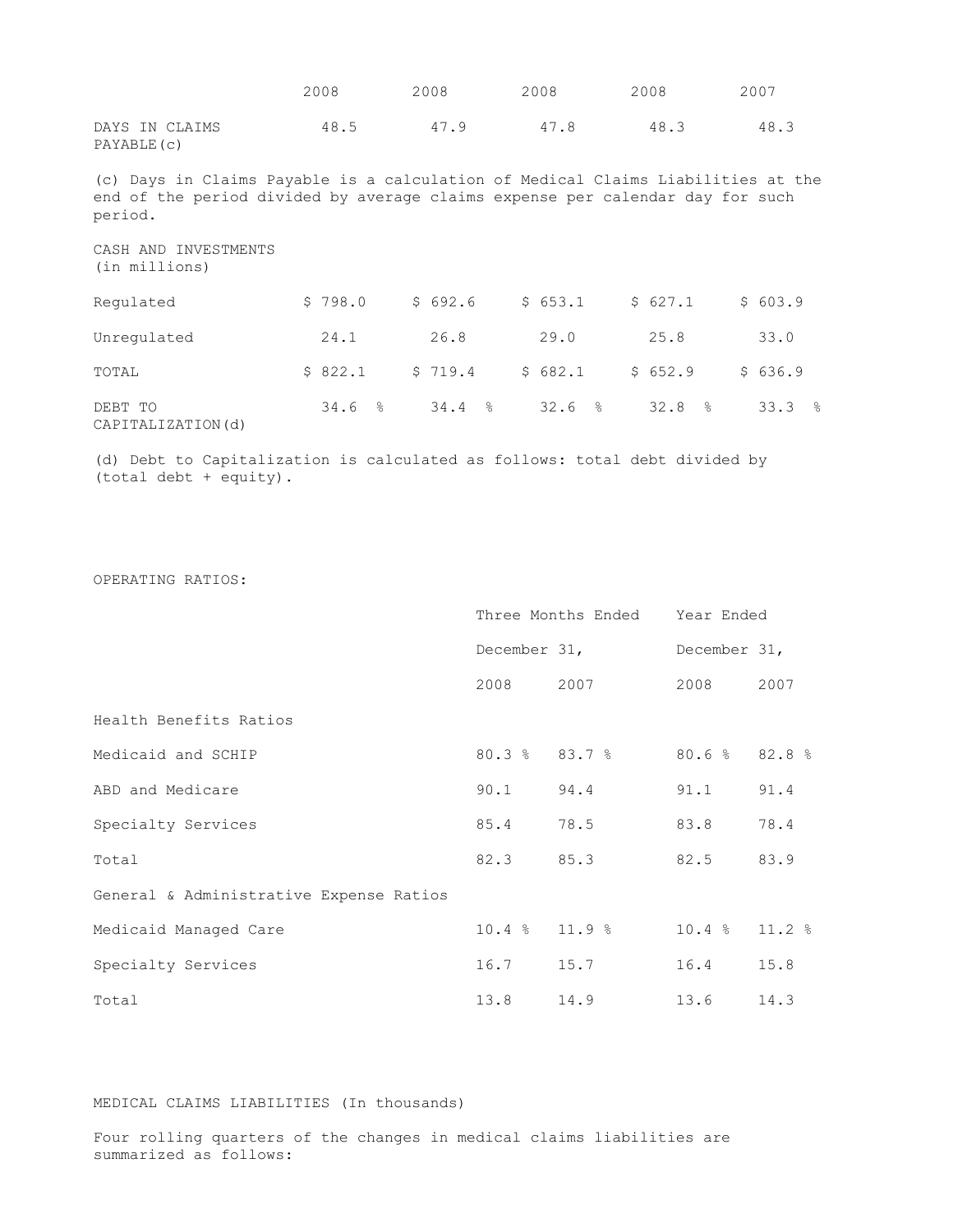| | 2008 | 2008 | 2008 | 2008 | 2007 |
|---|---|---|---|---|---|
| DAYS IN CLAIMS PAYABLE(c) | 48.5 | 47.9 | 47.8 | 48.3 | 48.3 |

(c) Days in Claims Payable is a calculation of Medical Claims Liabilities at the end of the period divided by average claims expense per calendar day for such period.

| CASH AND INVESTMENTS (in millions) | | | | | |
|---|---|---|---|---|---|
| Regulated | $ 798.0 | $ 692.6 | $ 653.1 | $ 627.1 | $ 603.9 |
| Unregulated | 24.1 | 26.8 | 29.0 | 25.8 | 33.0 |
| TOTAL | $ 822.1 | $ 719.4 | $ 682.1 | $ 652.9 | $ 636.9 |
| DEBT TO CAPITALIZATION(d) | 34.6 % | 34.4 % | 32.6 % | 32.8 % | 33.3 % |

(d) Debt to Capitalization is calculated as follows: total debt divided by (total debt + equity).

OPERATING RATIOS:

| | Three Months Ended December 31, | | Year Ended December 31, | |
|---|---|---|---|---|
| | 2008 | 2007 | 2008 | 2007 |
| Health Benefits Ratios | | | | |
| Medicaid and SCHIP | 80.3 % | 83.7 % | 80.6 % | 82.8 % |
| ABD and Medicare | 90.1 | 94.4 | 91.1 | 91.4 |
| Specialty Services | 85.4 | 78.5 | 83.8 | 78.4 |
| Total | 82.3 | 85.3 | 82.5 | 83.9 |
| General & Administrative Expense Ratios | | | | |
| Medicaid Managed Care | 10.4 % | 11.9 % | 10.4 % | 11.2 % |
| Specialty Services | 16.7 | 15.7 | 16.4 | 15.8 |
| Total | 13.8 | 14.9 | 13.6 | 14.3 |

MEDICAL CLAIMS LIABILITIES (In thousands)

Four rolling quarters of the changes in medical claims liabilities are summarized as follows: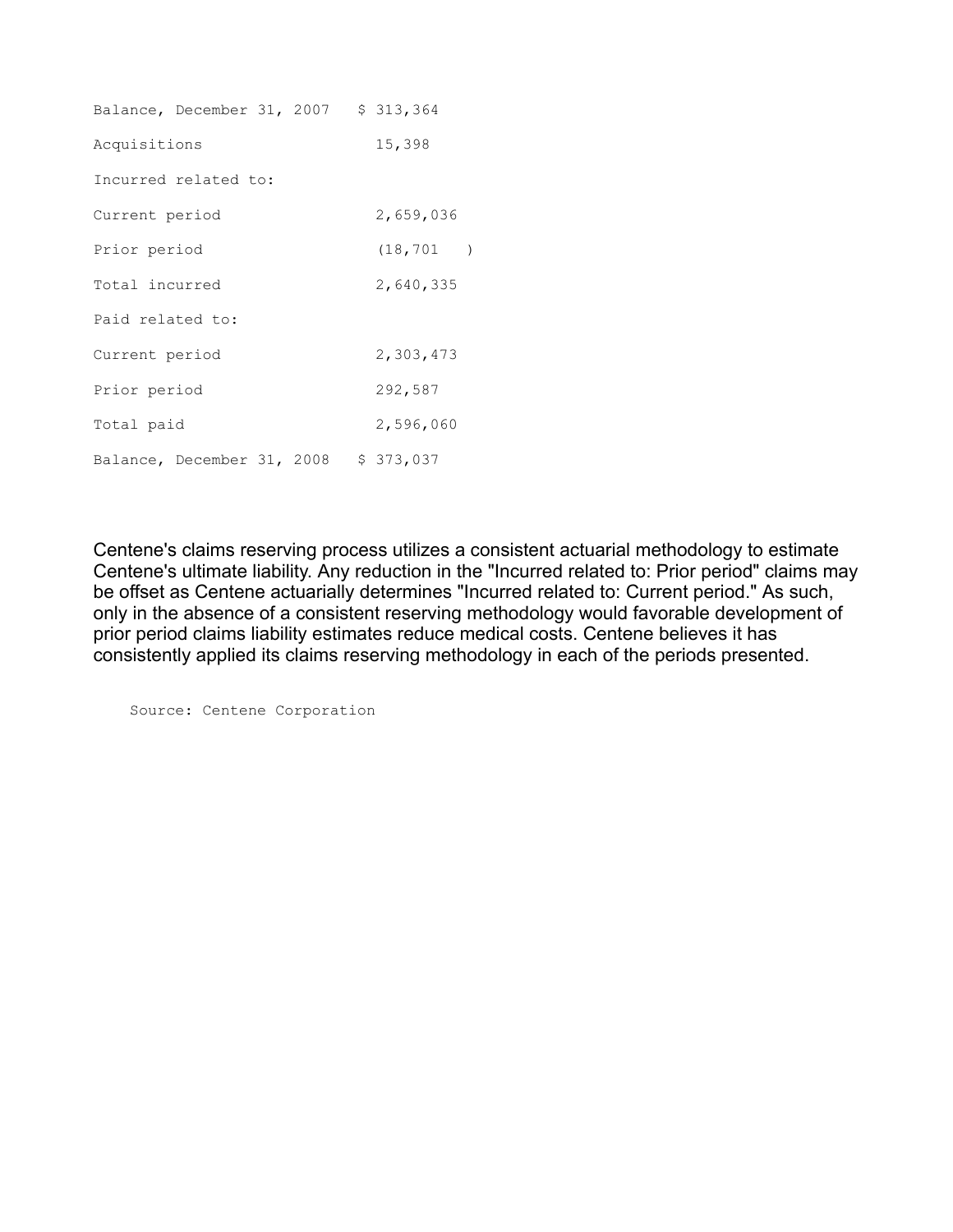| | |
|---|---|
| Balance, December 31, 2007 | $ 313,364 |
| Acquisitions | 15,398 |
| Incurred related to: | |
| Current period | 2,659,036 |
| Prior period | (18,701 ) |
| Total incurred | 2,640,335 |
| Paid related to: | |
| Current period | 2,303,473 |
| Prior period | 292,587 |
| Total paid | 2,596,060 |
| Balance, December 31, 2008 | $ 373,037 |

Centene's claims reserving process utilizes a consistent actuarial methodology to estimate Centene's ultimate liability. Any reduction in the "Incurred related to: Prior period" claims may be offset as Centene actuarially determines "Incurred related to: Current period." As such, only in the absence of a consistent reserving methodology would favorable development of prior period claims liability estimates reduce medical costs. Centene believes it has consistently applied its claims reserving methodology in each of the periods presented.

Source: Centene Corporation